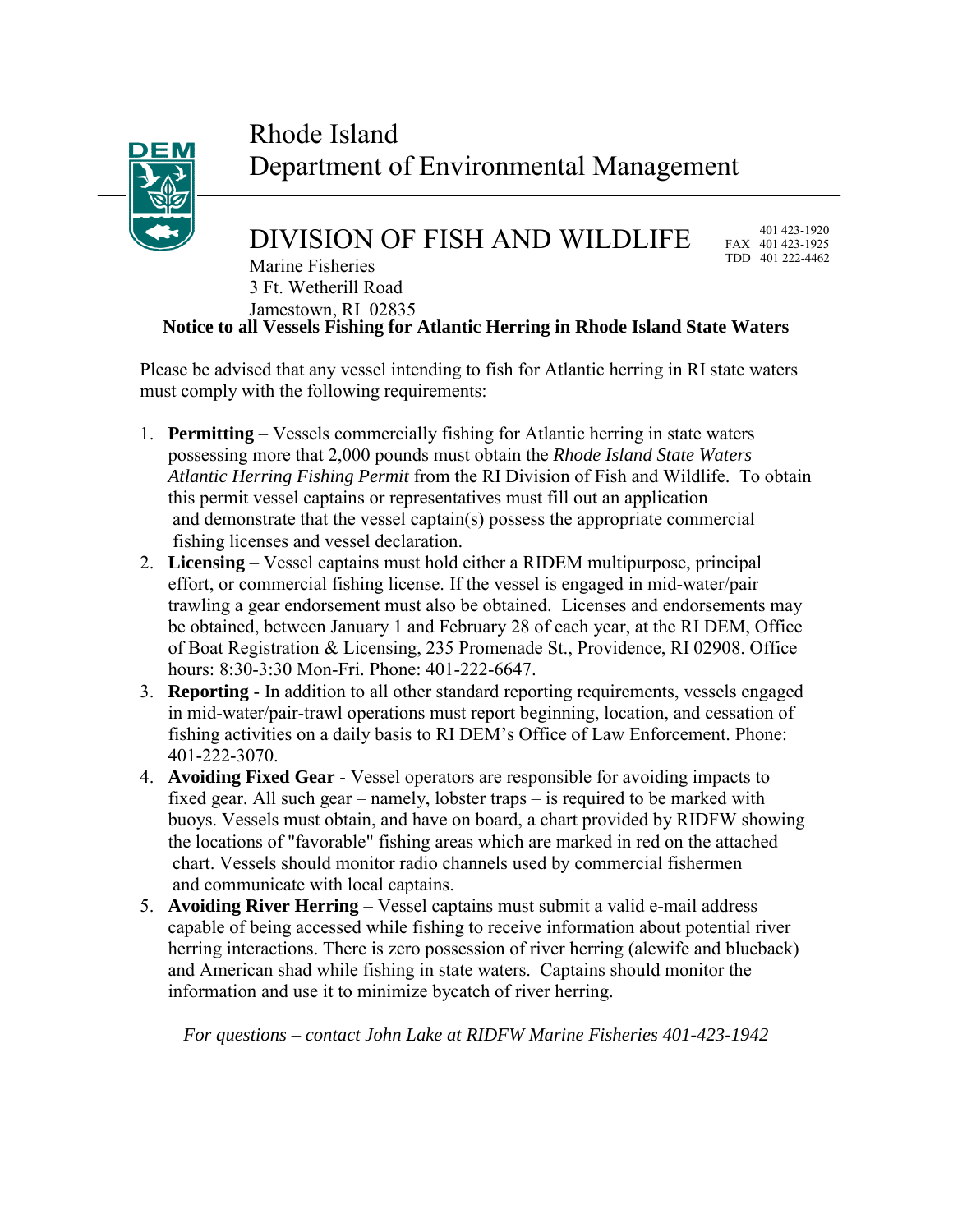Rhode Island
Department of Environmental Management

DIVISION OF FISH AND WILDLIFE

401 423-1920
FAX 401 423-1925
TDD 401 222-4462

Marine Fisheries
3 Ft. Wetherill Road
Jamestown, RI 02835

**Notice to all Vessels Fishing for Atlantic Herring in Rhode Island State Waters**

Please be advised that any vessel intending to fish for Atlantic herring in RI state waters must comply with the following requirements:

1. **Permitting** – Vessels commercially fishing for Atlantic herring in state waters possessing more that 2,000 pounds must obtain the *Rhode Island State Waters Atlantic Herring Fishing Permit* from the RI Division of Fish and Wildlife. To obtain this permit vessel captains or representatives must fill out an application and demonstrate that the vessel captain(s) possess the appropriate commercial fishing licenses and vessel declaration.
2. **Licensing** – Vessel captains must hold either a RIDEM multipurpose, principal effort, or commercial fishing license. If the vessel is engaged in mid-water/pair trawling a gear endorsement must also be obtained. Licenses and endorsements may be obtained, between January 1 and February 28 of each year, at the RI DEM, Office of Boat Registration & Licensing, 235 Promenade St., Providence, RI 02908. Office hours: 8:30-3:30 Mon-Fri. Phone: 401-222-6647.
3. **Reporting** - In addition to all other standard reporting requirements, vessels engaged in mid-water/pair-trawl operations must report beginning, location, and cessation of fishing activities on a daily basis to RI DEM's Office of Law Enforcement. Phone: 401-222-3070.
4. **Avoiding Fixed Gear** - Vessel operators are responsible for avoiding impacts to fixed gear. All such gear – namely, lobster traps – is required to be marked with buoys. Vessels must obtain, and have on board, a chart provided by RIDFW showing the locations of "favorable" fishing areas which are marked in red on the attached chart. Vessels should monitor radio channels used by commercial fishermen and communicate with local captains.
5. **Avoiding River Herring** – Vessel captains must submit a valid e-mail address capable of being accessed while fishing to receive information about potential river herring interactions. There is zero possession of river herring (alewife and blueback) and American shad while fishing in state waters. Captains should monitor the information and use it to minimize bycatch of river herring.

*For questions – contact John Lake at RIDFW Marine Fisheries 401-423-1942*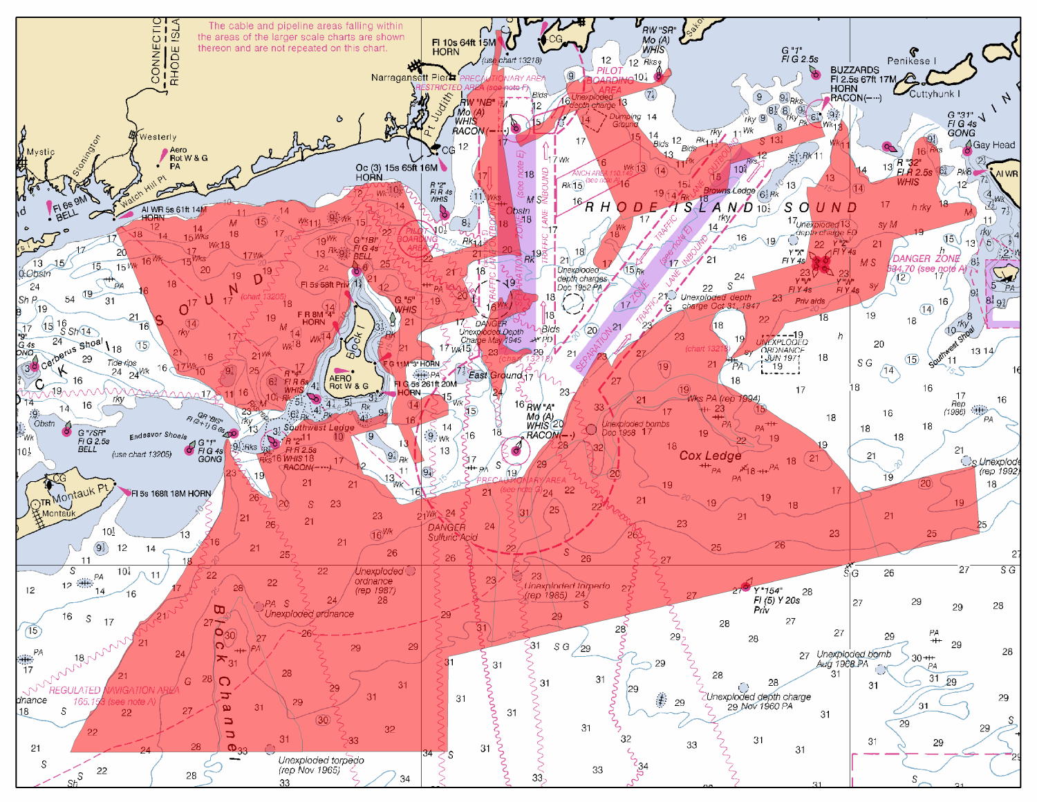The cable and pipeline areas falling within the areas of the larger scale charts are shown thereon and are not repeated on this chart.

CONNECTICUT

RHODE ISLAND

Mystic

Stonington

Westerly

Aero Rot W & G PA

Watch Hill Pt

Fl 6s 9M BELL

Al WR 5s 61ft 14M HORN

Narragansett Pier

PRECAUTIONARY AREA

RESTRICTED AREA (see note F)

Pt Judith

CG

Fl 10s 64ft 15M HORN

(use chart 13218)

Oc (3) 15s 65ft 16M HORN

RW "NB" Mo (A) WHIS RACON (---)

R "2" Fl R 4s WHIS

PILOT BOARDING AREA

RW "SR" Mo (A) WHIS

Sakonnet

CG

PILOT BOARDING AREA

Unexploded depth charge

Dumping Ground

ANCH AREA 110.145 (see note A)

Browns Ledge

G "1" Fl G 2.5s

BUZZARDS Fl 2.5s 67ft 17M HORN RACON (----)

Penikese I

Cuttyhunk I

G "31" Fl G 4s GONG

Gay Head

R "32" Fl R 2.5s WHIS

Al WR

VINEYARD

RHODE ISLAND SOUND

TRAFFIC LANE OUTBOUND

TRAFFIC LANE INBOUND

SEPARATION ZONE (see note E)

TRAFFIC LANE INBOUND

SEPARATION ZONE (see note E)

TRAFFIC LANE OUTBOUND

Unexploded depth charges Dec 1952 PA

Unexploded depth charge ED

Y "X" Fl Y 4s

Y "Z" Fl Y 4s

Y "V" Fl Y 4s

Y "W" Fl Y 4s

Priv aids

DANGER ZONE 334.70 (see note A)

Unexploded depth charge Oct 31, 1947

SOUND

(chart 13205)

Fl 5s 58ft Priv

G "1BI" Fl G 4s BELL

G "5" WHIS

F R 8M "4" HORN

Block I

AERO Rot W & G

F G 11M "3" HORN

R "4" Fl R 6s WHIS

F G 5s 261ft 20M HORN

Southwest Ledge

R "2" Fl R 2.5s WHIS RACON (----)

DANGER Unexploded Depth Charge May 1945

East Ground

(chart 13218)

RW "A" Mo (A) WHIS RACON (---)

PD

UNEXPLODED ORDNANCE JUN 1971

(chart 13215)

Wks PA (rep 1994)

Unexploded bombs Dec 1958

Cox Ledge

Southwest Shoal

Rep (1986)

Unexploded (rep 1992)

Cerberus Shoal

Tide rips

Endeavor Shoals

(use chart 13205)

G "7SR" Fl G 2.5s BELL

G "1" Fl G 4s GONG

GR "BIS" Fl (2+1) G 6s

Montauk Pt

Fl 5s 168ft 18M HORN

CG

Montauk

TR

PRECAUTIONARY AREA (see note G)

DANGER Sulfuric Acid

Unexploded ordnance (rep 1987)

Unexploded ordnance

Unexploded torpedo (rep 1985)

Y "154" Fl (5) Y 20s Priv

Unexploded bomb Aug 1968 PA

Unexploded depth charge 29 Nov 1960 PA

Block Channel

REGULATED NAVIGATION AREA 165.153 (see note A)

Unexploded torpedo (rep Nov 1965)

rdnance